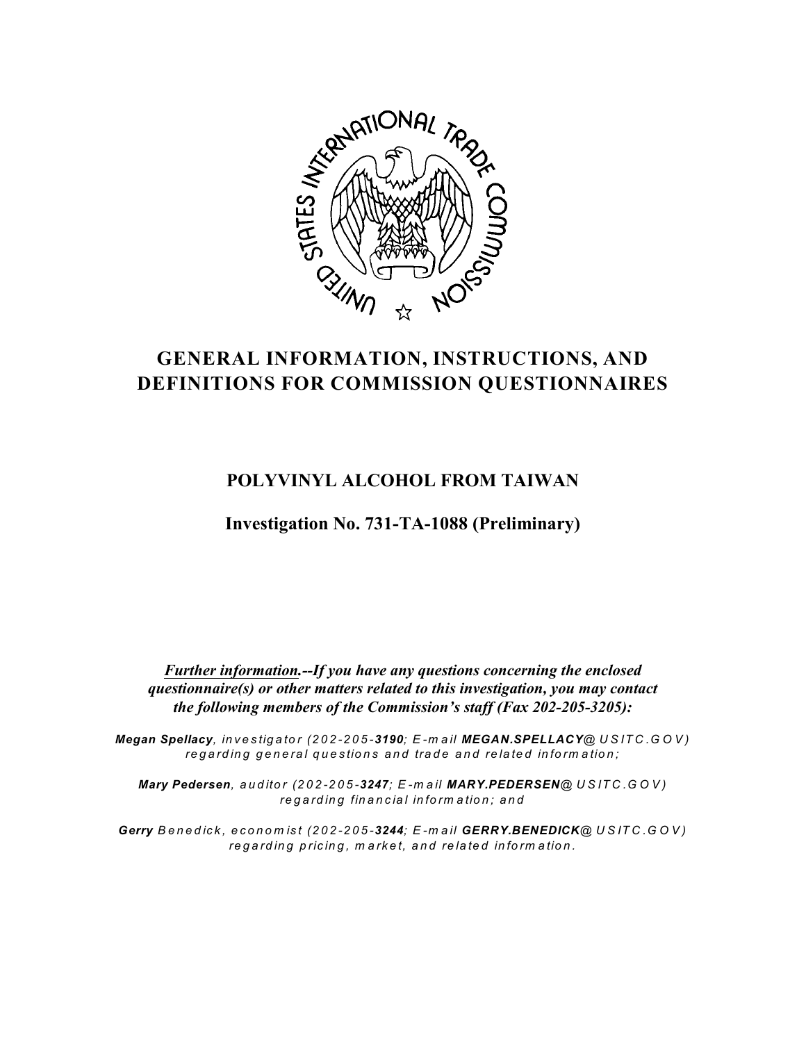# GENERAL INFORMATION, INSTRUCTIONS, AND DEFINITIONS FOR COMMISSION QUESTIONNAIRES

## POLYVINYL ALCOHOL FROM TAIWAN

## Investigation No. 731-TA-1088 (Preliminary)

***Further information.--If you have any questions concerning the enclosed questionnaire(s) or other matters related to this investigation, you may contact the following members of the Commission's staff (Fax 202-205-3205):***

***Megan Spellacy**, investigator (202-205-**3190**; E-mail **MEGAN.SPELLACY**@USITC.GOV) regarding general questions and trade and related information;*

***Mary Pedersen**, auditor (202-205-**3247**; E-mail **MARY.PEDERSEN**@USITC.GOV) regarding financial information; and*

***Gerry** Benedick, economist (202-205-**3244**; E-mail **GERRY.BENEDICK**@USITC.GOV) regarding pricing, market, and related information.*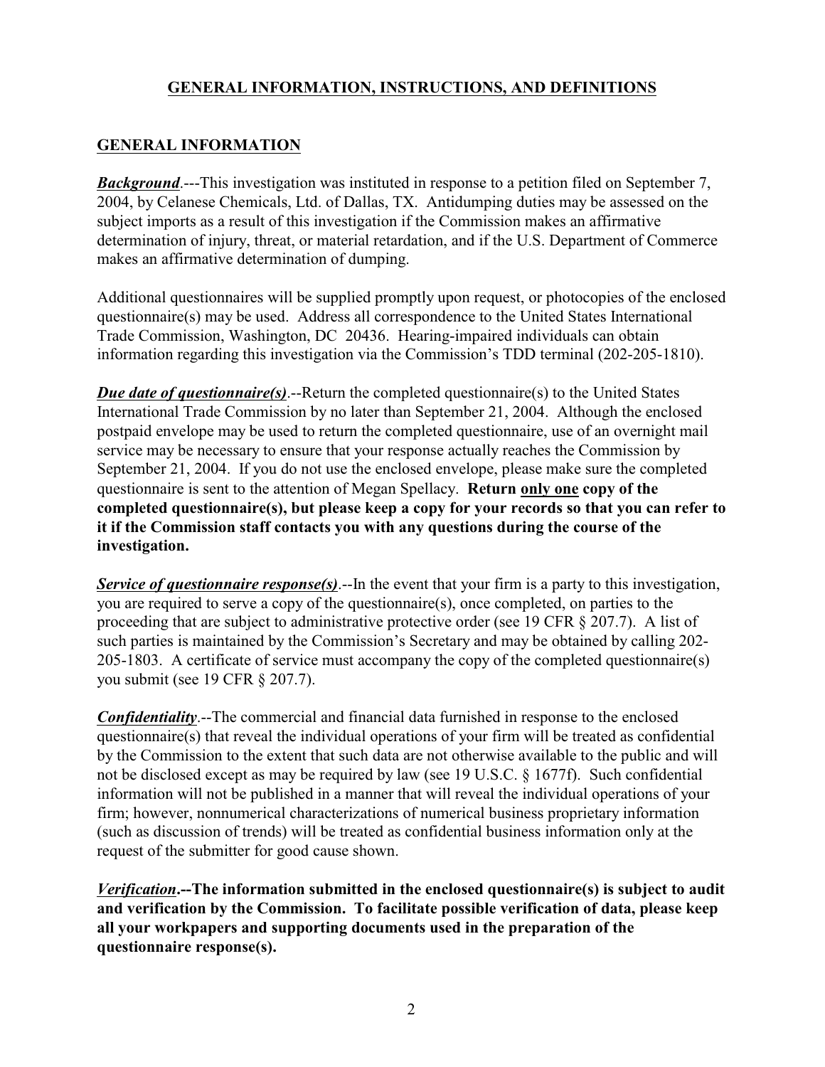## GENERAL INFORMATION, INSTRUCTIONS, AND DEFINITIONS

### GENERAL INFORMATION

***Background***.---This investigation was instituted in response to a petition filed on September 7, 2004, by Celanese Chemicals, Ltd. of Dallas, TX. Antidumping duties may be assessed on the subject imports as a result of this investigation if the Commission makes an affirmative determination of injury, threat, or material retardation, and if the U.S. Department of Commerce makes an affirmative determination of dumping.

Additional questionnaires will be supplied promptly upon request, or photocopies of the enclosed questionnaire(s) may be used. Address all correspondence to the United States International Trade Commission, Washington, DC 20436. Hearing-impaired individuals can obtain information regarding this investigation via the Commission's TDD terminal (202-205-1810).

***Due date of questionnaire(s)***.--Return the completed questionnaire(s) to the United States International Trade Commission by no later than September 21, 2004. Although the enclosed postpaid envelope may be used to return the completed questionnaire, use of an overnight mail service may be necessary to ensure that your response actually reaches the Commission by September 21, 2004. If you do not use the enclosed envelope, please make sure the completed questionnaire is sent to the attention of Megan Spellacy. **Return only one copy of the completed questionnaire(s), but please keep a copy for your records so that you can refer to it if the Commission staff contacts you with any questions during the course of the investigation.**

***Service of questionnaire response(s)***.--In the event that your firm is a party to this investigation, you are required to serve a copy of the questionnaire(s), once completed, on parties to the proceeding that are subject to administrative protective order (see 19 CFR § 207.7). A list of such parties is maintained by the Commission's Secretary and may be obtained by calling 202-205-1803. A certificate of service must accompany the copy of the completed questionnaire(s) you submit (see 19 CFR § 207.7).

***Confidentiality***.--The commercial and financial data furnished in response to the enclosed questionnaire(s) that reveal the individual operations of your firm will be treated as confidential by the Commission to the extent that such data are not otherwise available to the public and will not be disclosed except as may be required by law (see 19 U.S.C. § 1677f). Such confidential information will not be published in a manner that will reveal the individual operations of your firm; however, nonnumerical characterizations of numerical business proprietary information (such as discussion of trends) will be treated as confidential business information only at the request of the submitter for good cause shown.

***Verification*.--The information submitted in the enclosed questionnaire(s) is subject to audit and verification by the Commission. To facilitate possible verification of data, please keep all your workpapers and supporting documents used in the preparation of the questionnaire response(s).**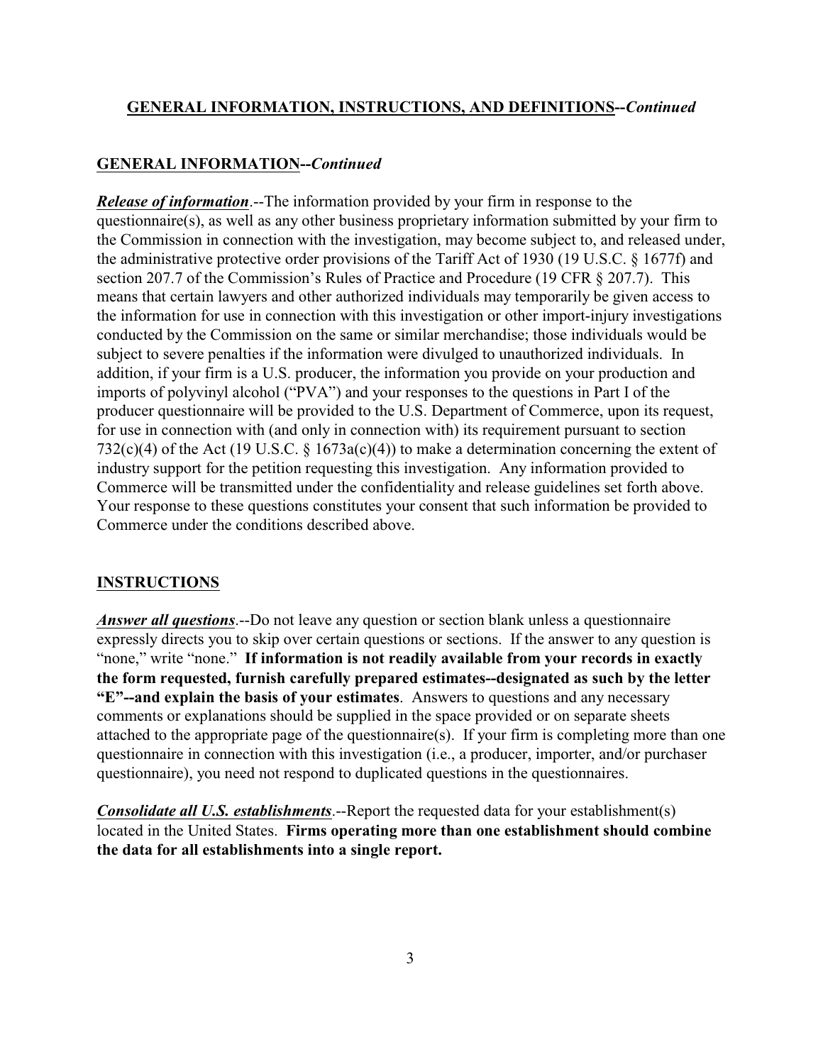## GENERAL INFORMATION, INSTRUCTIONS, AND DEFINITIONS--*Continued*

### GENERAL INFORMATION--*Continued*

***Release of information***.--The information provided by your firm in response to the questionnaire(s), as well as any other business proprietary information submitted by your firm to the Commission in connection with the investigation, may become subject to, and released under, the administrative protective order provisions of the Tariff Act of 1930 (19 U.S.C. § 1677f) and section 207.7 of the Commission's Rules of Practice and Procedure (19 CFR § 207.7). This means that certain lawyers and other authorized individuals may temporarily be given access to the information for use in connection with this investigation or other import-injury investigations conducted by the Commission on the same or similar merchandise; those individuals would be subject to severe penalties if the information were divulged to unauthorized individuals. In addition, if your firm is a U.S. producer, the information you provide on your production and imports of polyvinyl alcohol ("PVA") and your responses to the questions in Part I of the producer questionnaire will be provided to the U.S. Department of Commerce, upon its request, for use in connection with (and only in connection with) its requirement pursuant to section 732(c)(4) of the Act (19 U.S.C. § 1673a(c)(4)) to make a determination concerning the extent of industry support for the petition requesting this investigation. Any information provided to Commerce will be transmitted under the confidentiality and release guidelines set forth above. Your response to these questions constitutes your consent that such information be provided to Commerce under the conditions described above.

### INSTRUCTIONS

***Answer all questions***.--Do not leave any question or section blank unless a questionnaire expressly directs you to skip over certain questions or sections. If the answer to any question is "none," write "none." **If information is not readily available from your records in exactly the form requested, furnish carefully prepared estimates--designated as such by the letter "E"--and explain the basis of your estimates**. Answers to questions and any necessary comments or explanations should be supplied in the space provided or on separate sheets attached to the appropriate page of the questionnaire(s). If your firm is completing more than one questionnaire in connection with this investigation (i.e., a producer, importer, and/or purchaser questionnaire), you need not respond to duplicated questions in the questionnaires.

***Consolidate all U.S. establishments***.--Report the requested data for your establishment(s) located in the United States. **Firms operating more than one establishment should combine the data for all establishments into a single report.**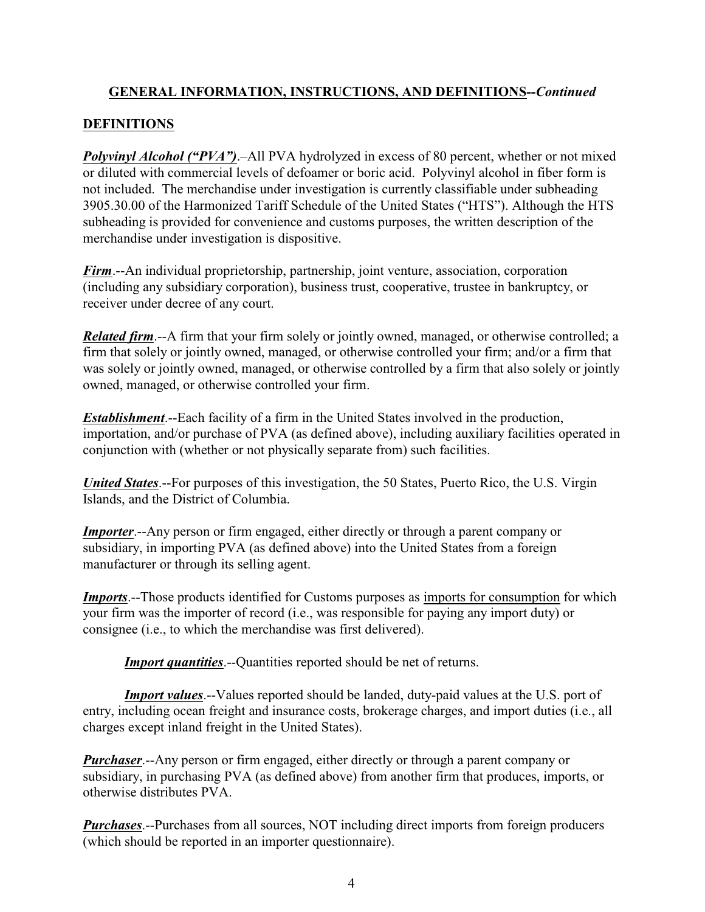## GENERAL INFORMATION, INSTRUCTIONS, AND DEFINITIONS--*Continued*

## DEFINITIONS

***Polyvinyl Alcohol ("PVA")***.–All PVA hydrolyzed in excess of 80 percent, whether or not mixed or diluted with commercial levels of defoamer or boric acid. Polyvinyl alcohol in fiber form is not included. The merchandise under investigation is currently classifiable under subheading 3905.30.00 of the Harmonized Tariff Schedule of the United States ("HTS"). Although the HTS subheading is provided for convenience and customs purposes, the written description of the merchandise under investigation is dispositive.

***Firm***.--An individual proprietorship, partnership, joint venture, association, corporation (including any subsidiary corporation), business trust, cooperative, trustee in bankruptcy, or receiver under decree of any court.

***Related firm***.--A firm that your firm solely or jointly owned, managed, or otherwise controlled; a firm that solely or jointly owned, managed, or otherwise controlled your firm; and/or a firm that was solely or jointly owned, managed, or otherwise controlled by a firm that also solely or jointly owned, managed, or otherwise controlled your firm.

***Establishment***.--Each facility of a firm in the United States involved in the production, importation, and/or purchase of PVA (as defined above), including auxiliary facilities operated in conjunction with (whether or not physically separate from) such facilities.

***United States***.--For purposes of this investigation, the 50 States, Puerto Rico, the U.S. Virgin Islands, and the District of Columbia.

***Importer***.--Any person or firm engaged, either directly or through a parent company or subsidiary, in importing PVA (as defined above) into the United States from a foreign manufacturer or through its selling agent.

***Imports***.--Those products identified for Customs purposes as imports for consumption for which your firm was the importer of record (i.e., was responsible for paying any import duty) or consignee (i.e., to which the merchandise was first delivered).

***Import quantities***.--Quantities reported should be net of returns.

***Import values***.--Values reported should be landed, duty-paid values at the U.S. port of entry, including ocean freight and insurance costs, brokerage charges, and import duties (i.e., all charges except inland freight in the United States).

***Purchaser***.--Any person or firm engaged, either directly or through a parent company or subsidiary, in purchasing PVA (as defined above) from another firm that produces, imports, or otherwise distributes PVA.

***Purchases***.--Purchases from all sources, NOT including direct imports from foreign producers (which should be reported in an importer questionnaire).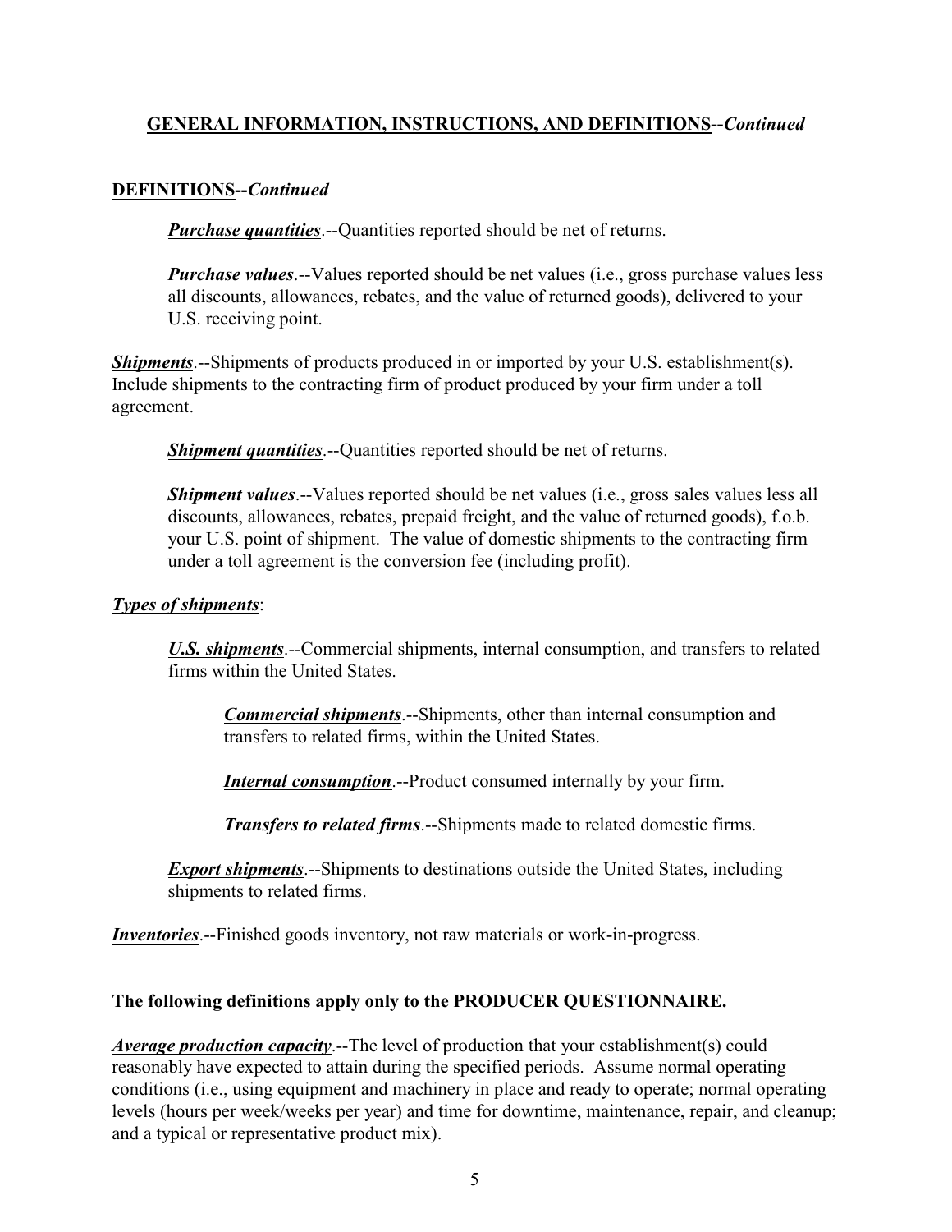## **GENERAL INFORMATION, INSTRUCTIONS, AND DEFINITIONS--*Continued***

### **DEFINITIONS--*Continued***

> ***Purchase quantities***.--Quantities reported should be net of returns.
>
> ***Purchase values***.--Values reported should be net values (i.e., gross purchase values less all discounts, allowances, rebates, and the value of returned goods), delivered to your U.S. receiving point.

***Shipments***.--Shipments of products produced in or imported by your U.S. establishment(s). Include shipments to the contracting firm of product produced by your firm under a toll agreement.

> ***Shipment quantities***.--Quantities reported should be net of returns.
>
> ***Shipment values***.--Values reported should be net values (i.e., gross sales values less all discounts, allowances, rebates, prepaid freight, and the value of returned goods), f.o.b. your U.S. point of shipment. The value of domestic shipments to the contracting firm under a toll agreement is the conversion fee (including profit).

***Types of shipments***:

> ***U.S. shipments***.--Commercial shipments, internal consumption, and transfers to related firms within the United States.
>
> > ***Commercial shipments***.--Shipments, other than internal consumption and transfers to related firms, within the United States.
> >
> > ***Internal consumption***.--Product consumed internally by your firm.
> >
> > ***Transfers to related firms***.--Shipments made to related domestic firms.
>
> ***Export shipments***.--Shipments to destinations outside the United States, including shipments to related firms.

***Inventories***.--Finished goods inventory, not raw materials or work-in-progress.

**The following definitions apply only to the PRODUCER QUESTIONNAIRE.**

***Average production capacity***.--The level of production that your establishment(s) could reasonably have expected to attain during the specified periods. Assume normal operating conditions (i.e., using equipment and machinery in place and ready to operate; normal operating levels (hours per week/weeks per year) and time for downtime, maintenance, repair, and cleanup; and a typical or representative product mix).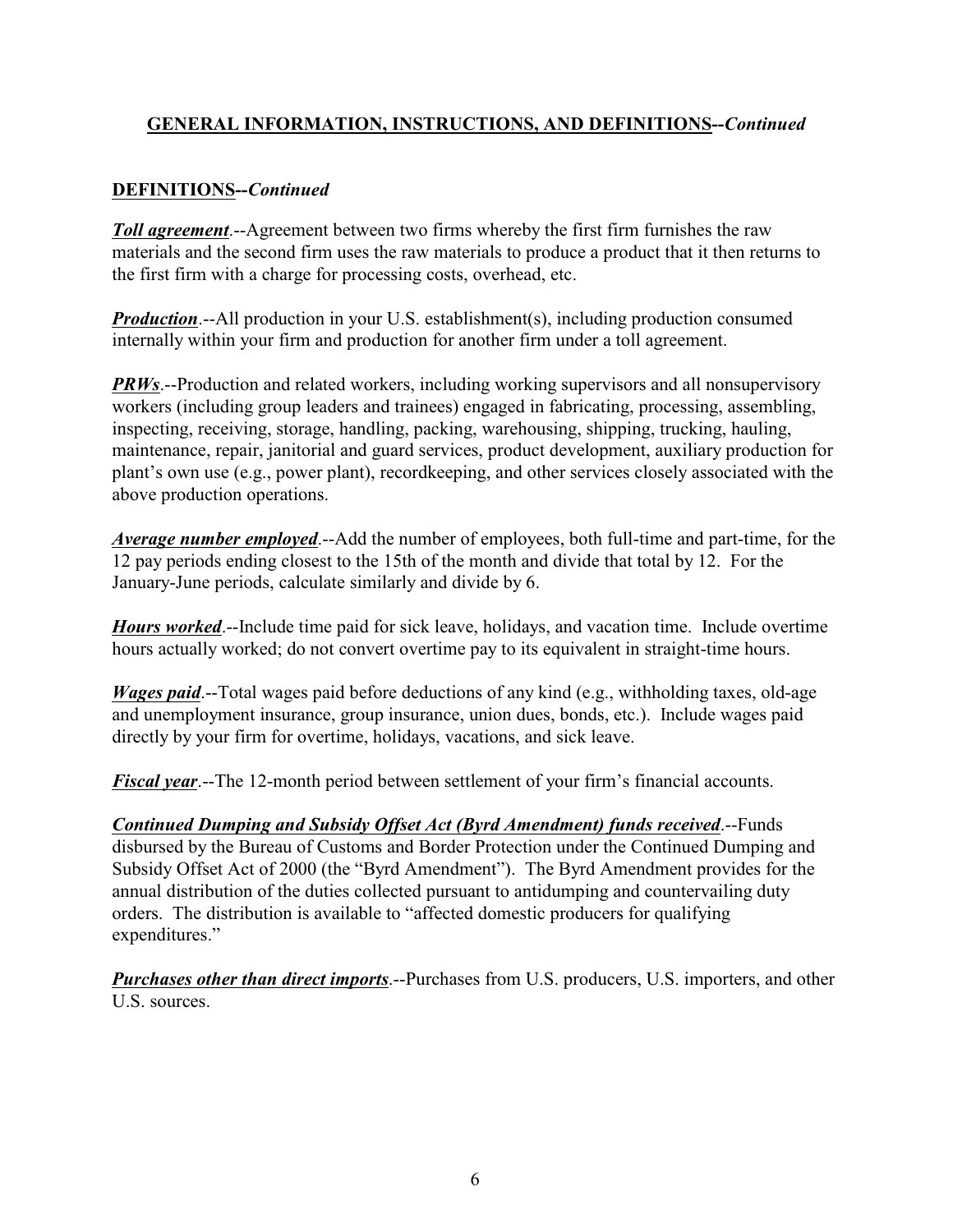## GENERAL INFORMATION, INSTRUCTIONS, AND DEFINITIONS--*Continued*

### DEFINITIONS--*Continued*

***Toll agreement***.--Agreement between two firms whereby the first firm furnishes the raw materials and the second firm uses the raw materials to produce a product that it then returns to the first firm with a charge for processing costs, overhead, etc.

***Production***.--All production in your U.S. establishment(s), including production consumed internally within your firm and production for another firm under a toll agreement.

***PRWs***.--Production and related workers, including working supervisors and all nonsupervisory workers (including group leaders and trainees) engaged in fabricating, processing, assembling, inspecting, receiving, storage, handling, packing, warehousing, shipping, trucking, hauling, maintenance, repair, janitorial and guard services, product development, auxiliary production for plant's own use (e.g., power plant), recordkeeping, and other services closely associated with the above production operations.

***Average number employed***.--Add the number of employees, both full-time and part-time, for the 12 pay periods ending closest to the 15th of the month and divide that total by 12. For the January-June periods, calculate similarly and divide by 6.

***Hours worked***.--Include time paid for sick leave, holidays, and vacation time. Include overtime hours actually worked; do not convert overtime pay to its equivalent in straight-time hours.

***Wages paid***.--Total wages paid before deductions of any kind (e.g., withholding taxes, old-age and unemployment insurance, group insurance, union dues, bonds, etc.). Include wages paid directly by your firm for overtime, holidays, vacations, and sick leave.

***Fiscal year***.--The 12-month period between settlement of your firm's financial accounts.

***Continued Dumping and Subsidy Offset Act (Byrd Amendment) funds received***.--Funds disbursed by the Bureau of Customs and Border Protection under the Continued Dumping and Subsidy Offset Act of 2000 (the "Byrd Amendment"). The Byrd Amendment provides for the annual distribution of the duties collected pursuant to antidumping and countervailing duty orders. The distribution is available to "affected domestic producers for qualifying expenditures."

***Purchases other than direct imports***.--Purchases from U.S. producers, U.S. importers, and other U.S. sources.